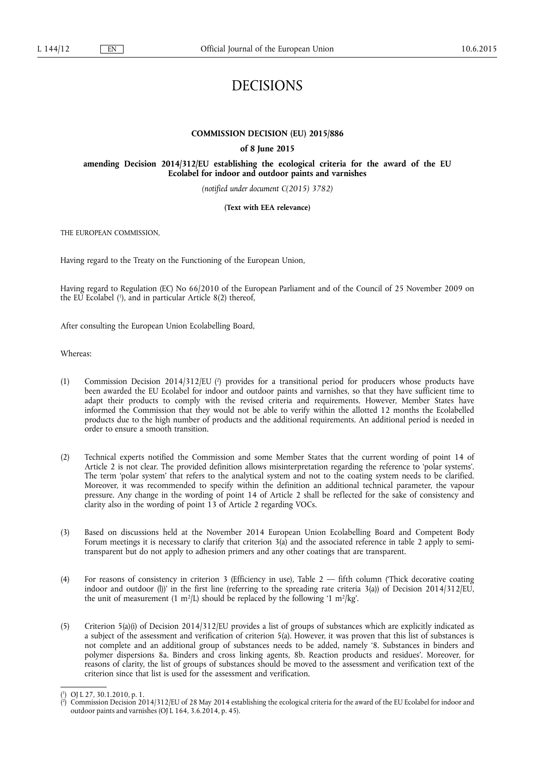# DECISIONS

**COMMISSION DECISION (EU) 2015/886**

**of 8 June 2015**

**amending Decision 2014/312/EU establishing the ecological criteria for the award of the EU Ecolabel for indoor and outdoor paints and varnishes**

*(notified under document C(2015) 3782)*

**(Text with EEA relevance)**

THE EUROPEAN COMMISSION,

Having regard to the Treaty on the Functioning of the European Union,

Having regard to Regulation (EC) No 66/2010 of the European Parliament and of the Council of 25 November 2009 on the EU Ecolabel [1], and in particular Article 8(2) thereof,

After consulting the European Union Ecolabelling Board,

Whereas:

(1) Commission Decision 2014/312/EU [2] provides for a transitional period for producers whose products have been awarded the EU Ecolabel for indoor and outdoor paints and varnishes, so that they have sufficient time to adapt their products to comply with the revised criteria and requirements. However, Member States have informed the Commission that they would not be able to verify within the allotted 12 months the Ecolabelled products due to the high number of products and the additional requirements. An additional period is needed in order to ensure a smooth transition.

(2) Technical experts notified the Commission and some Member States that the current wording of point 14 of Article 2 is not clear. The provided definition allows misinterpretation regarding the reference to 'polar systems'. The term 'polar system' that refers to the analytical system and not to the coating system needs to be clarified. Moreover, it was recommended to specify within the definition an additional technical parameter, the vapour pressure. Any change in the wording of point 14 of Article 2 shall be reflected for the sake of consistency and clarity also in the wording of point 13 of Article 2 regarding VOCs.

(3) Based on discussions held at the November 2014 European Union Ecolabelling Board and Competent Body Forum meetings it is necessary to clarify that criterion 3(a) and the associated reference in table 2 apply to semi-transparent but do not apply to adhesion primers and any other coatings that are transparent.

(4) For reasons of consistency in criterion 3 (Efficiency in use), Table 2 — fifth column ('Thick decorative coating indoor and outdoor (l))' in the first line (referring to the spreading rate criteria 3(a)) of Decision 2014/312/EU, the unit of measurement (1 $m^2/L$) should be replaced by the following '1 $m^2/kg$'.

(5) Criterion 5(a)(i) of Decision 2014/312/EU provides a list of groups of substances which are explicitly indicated as a subject of the assessment and verification of criterion 5(a). However, it was proven that this list of substances is not complete and an additional group of substances needs to be added, namely '8. Substances in binders and polymer dispersions 8a. Binders and cross linking agents, 8b. Reaction products and residues'. Moreover, for reasons of clarity, the list of groups of substances should be moved to the assessment and verification text of the criterion since that list is used for the assessment and verification.

---

[1] OJ L 27, 30.1.2010, p. 1.

[2] Commission Decision 2014/312/EU of 28 May 2014 establishing the ecological criteria for the award of the EU Ecolabel for indoor and outdoor paints and varnishes (OJ L 164, 3.6.2014, p. 45).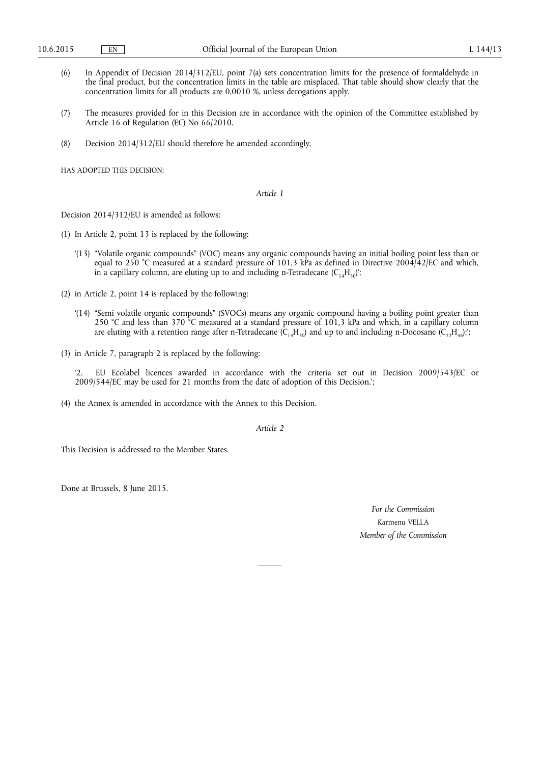(6) In Appendix of Decision 2014/312/EU, point 7(a) sets concentration limits for the presence of formaldehyde in the final product, but the concentration limits in the table are misplaced. That table should show clearly that the concentration limits for all products are 0,0010 %, unless derogations apply.

(7) The measures provided for in this Decision are in accordance with the opinion of the Committee established by Article 16 of Regulation (EC) No 66/2010.

(8) Decision 2014/312/EU should therefore be amended accordingly,

HAS ADOPTED THIS DECISION:

*Article 1*

Decision 2014/312/EU is amended as follows:

(1) In Article 2, point 13 is replaced by the following:

'(13) "Volatile organic compounds" (VOC) means any organic compounds having an initial boiling point less than or equal to 250 °C measured at a standard pressure of 101,3 kPa as defined in Directive 2004/42/EC and which, in a capillary column, are eluting up to and including n-Tetradecane ($C_{14}H_{30}$)';

(2) in Article 2, point 14 is replaced by the following:

'(14) "Semi volatile organic compounds" (SVOCs) means any organic compound having a boiling point greater than 250 °C and less than 370 °C measured at a standard pressure of 101,3 kPa and which, in a capillary column are eluting with a retention range after n-Tetradecane ($C_{14}H_{30}$) and up to and including n-Docosane ($C_{22}H_{46}$);';

(3) in Article 7, paragraph 2 is replaced by the following:

'2. EU Ecolabel licences awarded in accordance with the criteria set out in Decision 2009/543/EC or 2009/544/EC may be used for 21 months from the date of adoption of this Decision.';

(4) the Annex is amended in accordance with the Annex to this Decision.

*Article 2*

This Decision is addressed to the Member States.

Done at Brussels, 8 June 2015.

*For the Commission*

Karmenu VELLA

*Member of the Commission*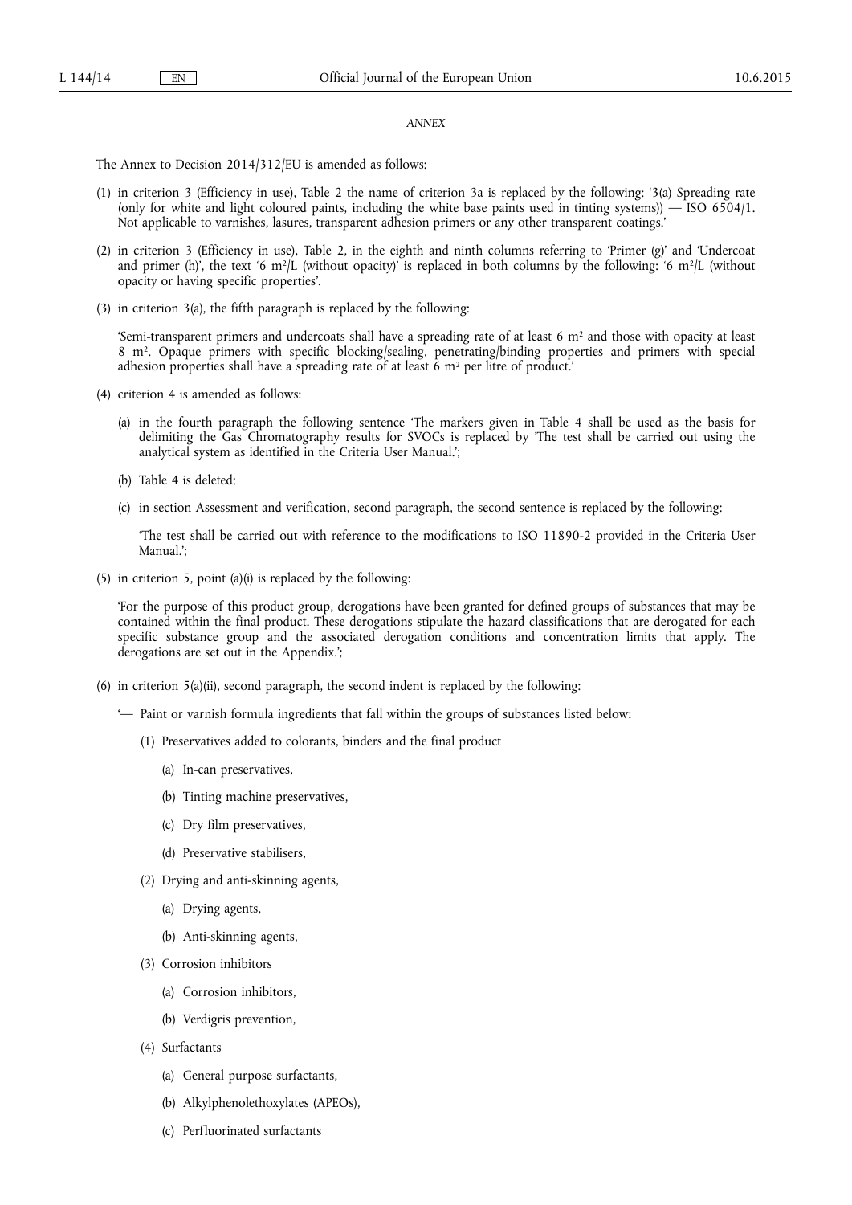*ANNEX*

The Annex to Decision 2014/312/EU is amended as follows:

(1) in criterion 3 (Efficiency in use), Table 2 the name of criterion 3a is replaced by the following: '3(a) Spreading rate (only for white and light coloured paints, including the white base paints used in tinting systems)) — ISO 6504/1. Not applicable to varnishes, lasures, transparent adhesion primers or any other transparent coatings.'

(2) in criterion 3 (Efficiency in use), Table 2, in the eighth and ninth columns referring to 'Primer (g)' and 'Undercoat and primer (h)', the text '6 $m^2$/L (without opacity)' is replaced in both columns by the following: '6 $m^2$/L (without opacity or having specific properties'.

(3) in criterion 3(a), the fifth paragraph is replaced by the following:

'Semi-transparent primers and undercoats shall have a spreading rate of at least 6 $m^2$ and those with opacity at least 8 $m^2$. Opaque primers with specific blocking/sealing, penetrating/binding properties and primers with special adhesion properties shall have a spreading rate of at least 6 $m^2$ per litre of product.'

(4) criterion 4 is amended as follows:

(a) in the fourth paragraph the following sentence 'The markers given in Table 4 shall be used as the basis for delimiting the Gas Chromatography results for SVOCs is replaced by 'The test shall be carried out using the analytical system as identified in the Criteria User Manual.';

(b) Table 4 is deleted;

(c) in section Assessment and verification, second paragraph, the second sentence is replaced by the following:

'The test shall be carried out with reference to the modifications to ISO 11890-2 provided in the Criteria User Manual.';

(5) in criterion 5, point (a)(i) is replaced by the following:

'For the purpose of this product group, derogations have been granted for defined groups of substances that may be contained within the final product. These derogations stipulate the hazard classifications that are derogated for each specific substance group and the associated derogation conditions and concentration limits that apply. The derogations are set out in the Appendix.';

(6) in criterion 5(a)(ii), second paragraph, the second indent is replaced by the following:

'— Paint or varnish formula ingredients that fall within the groups of substances listed below:

(1) Preservatives added to colorants, binders and the final product

(a) In-can preservatives,

(b) Tinting machine preservatives,

(c) Dry film preservatives,

(d) Preservative stabilisers,

(2) Drying and anti-skinning agents,

(a) Drying agents,

(b) Anti-skinning agents,

(3) Corrosion inhibitors

(a) Corrosion inhibitors,

(b) Verdigris prevention,

(4) Surfactants

(a) General purpose surfactants,

(b) Alkylphenolethoxylates (APEOs),

(c) Perfluorinated surfactants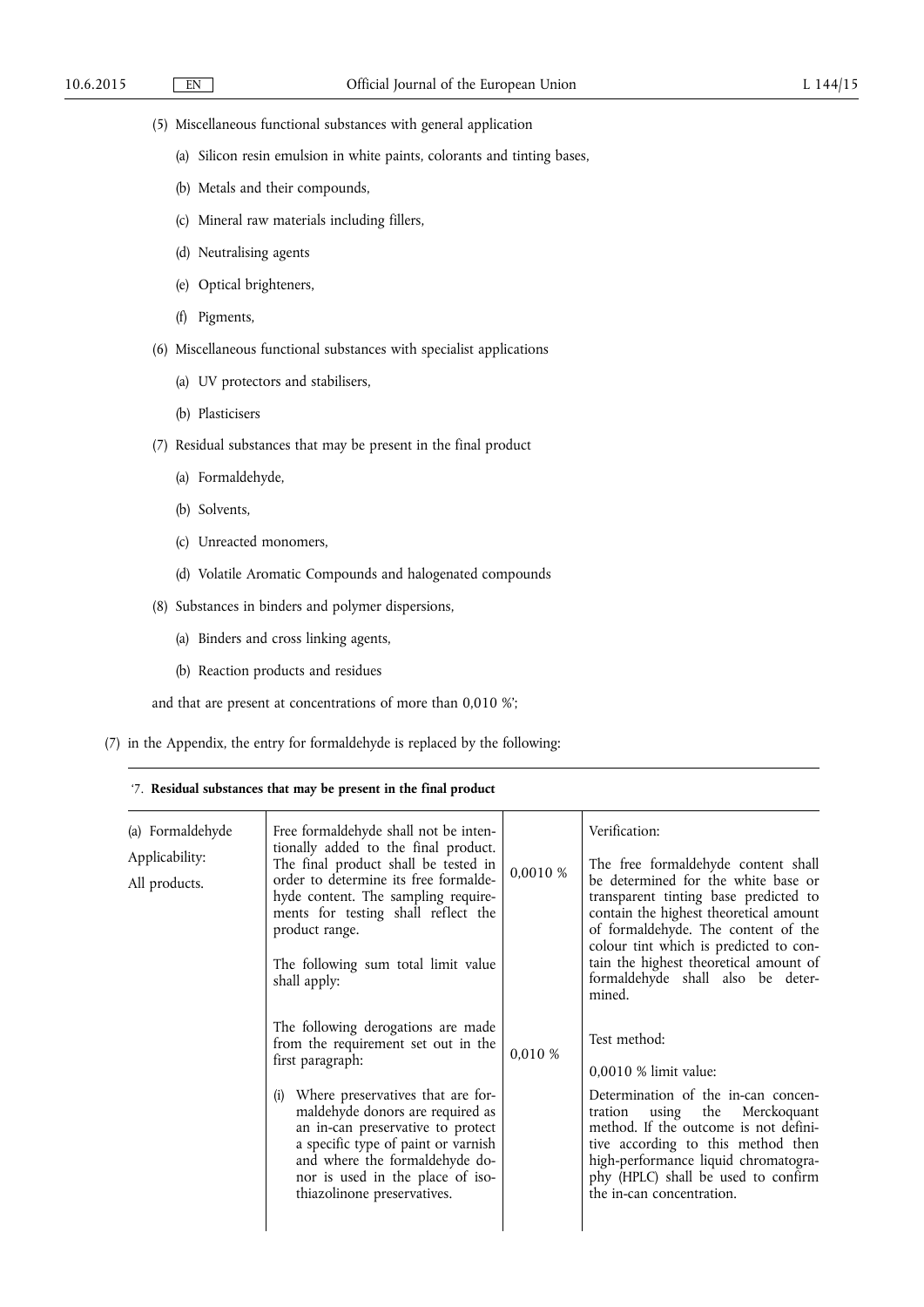(5) Miscellaneous functional substances with general application

(a) Silicon resin emulsion in white paints, colorants and tinting bases,

(b) Metals and their compounds,

(c) Mineral raw materials including fillers,

(d) Neutralising agents

(e) Optical brighteners,

(f) Pigments,

(6) Miscellaneous functional substances with specialist applications

(a) UV protectors and stabilisers,

(b) Plasticisers

(7) Residual substances that may be present in the final product

(a) Formaldehyde,

(b) Solvents,

(c) Unreacted monomers,

(d) Volatile Aromatic Compounds and halogenated compounds

(8) Substances in binders and polymer dispersions,

(a) Binders and cross linking agents,

(b) Reaction products and residues

and that are present at concentrations of more than 0,010 %';

(7) in the Appendix, the entry for formaldehyde is replaced by the following:

'7. **Residual substances that may be present in the final product**

| | | | |
|---|---|---|---|
| (a) Formaldehyde<br><br>Applicability:<br><br>All products. | Free formaldehyde shall not be intentionally added to the final product. The final product shall be tested in order to determine its free formaldehyde content. The sampling requirements for testing shall reflect the product range.<br><br>The following sum total limit value shall apply: | 0,0010 % | Verification:<br><br>The free formaldehyde content shall be determined for the white base or transparent tinting base predicted to contain the highest theoretical amount of formaldehyde. The content of the colour tint which is predicted to contain the highest theoretical amount of formaldehyde shall also be determined. |
| | The following derogations are made from the requirement set out in the first paragraph:<br><br>(i) Where preservatives that are formaldehyde donors are required as an in-can preservative to protect a specific type of paint or varnish and where the formaldehyde donor is used in the place of isothiazolinone preservatives. | 0,010 % | Test method:<br><br>0,0010 % limit value:<br><br>Determination of the in-can concentration using the Merckoquant method. If the outcome is not definitive according to this method then high-performance liquid chromatography (HPLC) shall be used to confirm the in-can concentration. |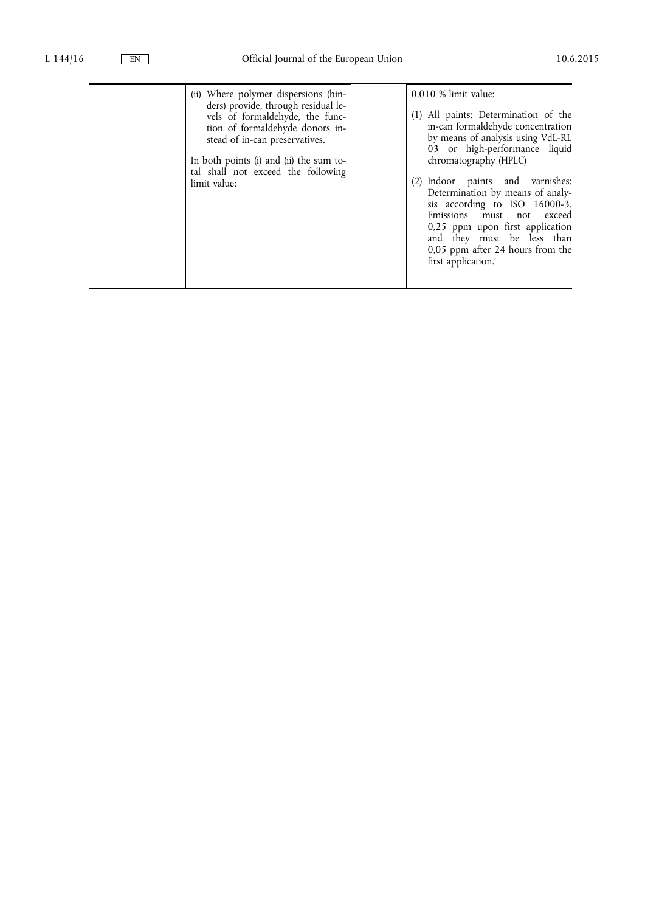| | | | |
|---|---|---|---|
| | (ii) Where polymer dispersions (binders) provide, through residual levels of formaldehyde, the function of formaldehyde donors instead of in-can preservatives.<br><br>In both points (i) and (ii) the sum total shall not exceed the following limit value: | | 0,010 % limit value:<br><br>(1) All paints: Determination of the in-can formaldehyde concentration by means of analysis using VdL-RL 03 or high-performance liquid chromatography (HPLC)<br><br>(2) Indoor paints and varnishes: Determination by means of analysis according to ISO 16000-3. Emissions must not exceed 0,25 ppm upon first application and they must be less than 0,05 ppm after 24 hours from the first application.' |